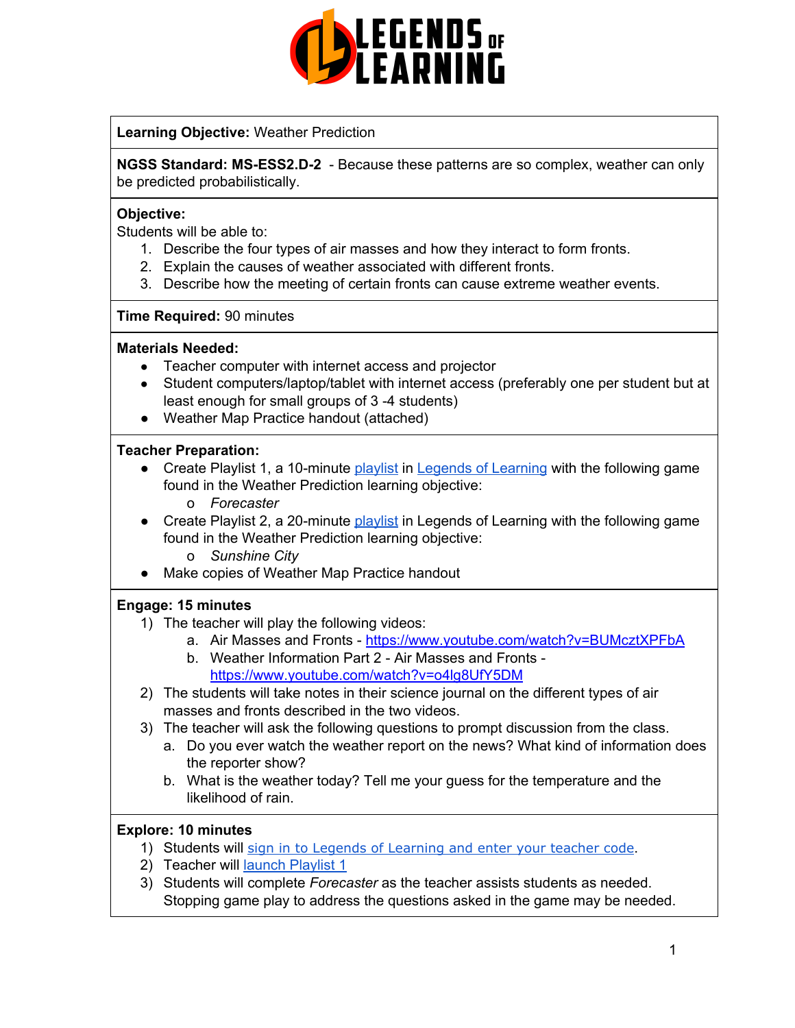**Learning Objective:** Weather Prediction

**NGSS Standard: MS-ESS2.D-2** - Because these patterns are so complex, weather can only be predicted probabilistically.

**Objective:**
Students will be able to:

1. Describe the four types of air masses and how they interact to form fronts.
2. Explain the causes of weather associated with different fronts.
3. Describe how the meeting of certain fronts can cause extreme weather events.

**Time Required:** 90 minutes

**Materials Needed:**

- Teacher computer with internet access and projector
- Student computers/laptop/tablet with internet access (preferably one per student but at least enough for small groups of 3 -4 students)
- Weather Map Practice handout (attached)

**Teacher Preparation:**

- Create Playlist 1, a 10-minute playlist in Legends of Learning with the following game found in the Weather Prediction learning objective:
  - o *Forecaster*
- Create Playlist 2, a 20-minute playlist in Legends of Learning with the following game found in the Weather Prediction learning objective:
  - o *Sunshine City*
- Make copies of Weather Map Practice handout

**Engage: 15 minutes**

1) The teacher will play the following videos:
   a. Air Masses and Fronts - https://www.youtube.com/watch?v=BUMcztXPFbA
   b. Weather Information Part 2 - Air Masses and Fronts - https://www.youtube.com/watch?v=o4lg8UfY5DM
2) The students will take notes in their science journal on the different types of air masses and fronts described in the two videos.
3) The teacher will ask the following questions to prompt discussion from the class.
   a. Do you ever watch the weather report on the news? What kind of information does the reporter show?
   b. What is the weather today? Tell me your guess for the temperature and the likelihood of rain.

**Explore: 10 minutes**

1) Students will sign in to Legends of Learning and enter your teacher code.
2) Teacher will launch Playlist 1
3) Students will complete *Forecaster* as the teacher assists students as needed. Stopping game play to address the questions asked in the game may be needed.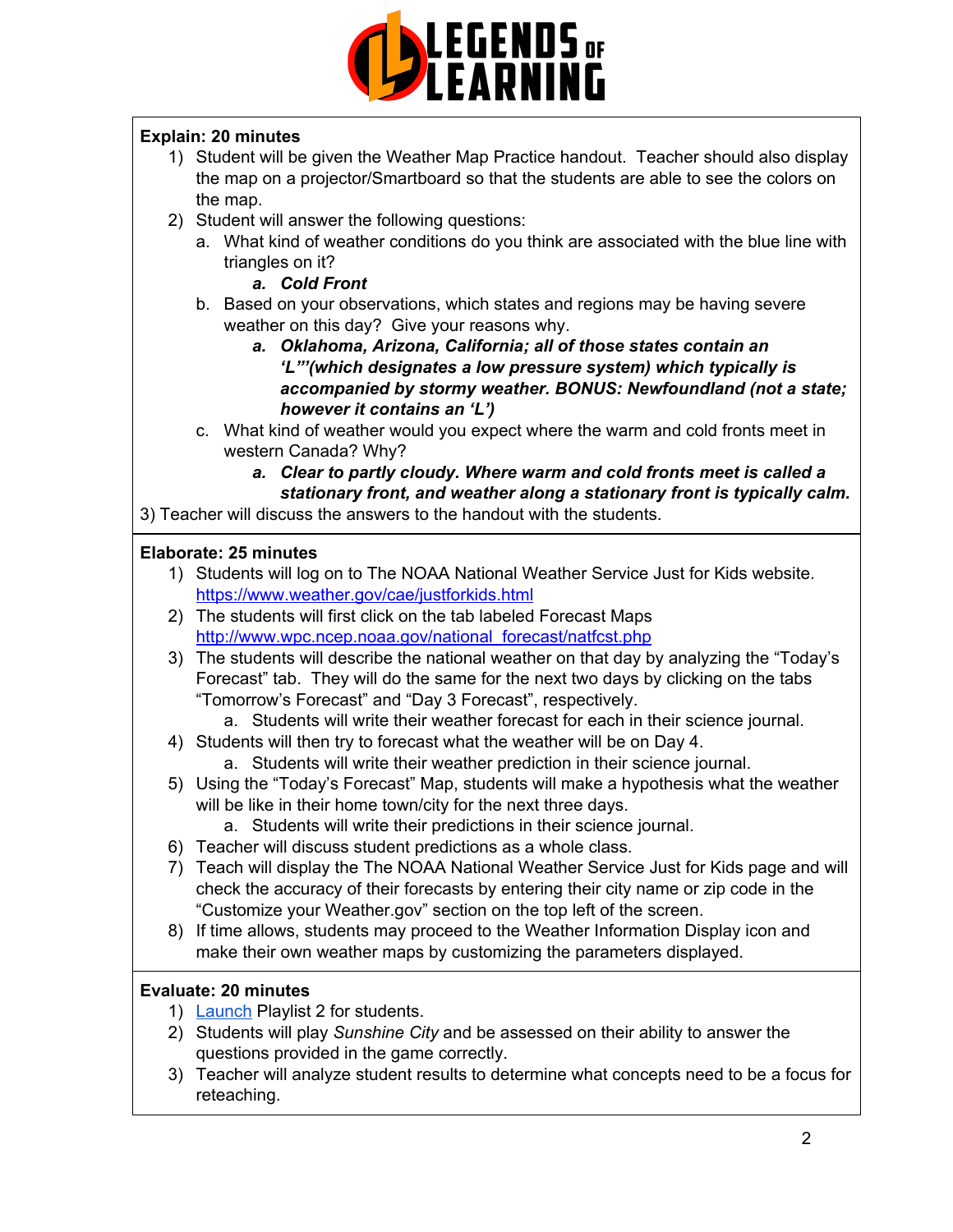**Explain: 20 minutes**

1) Student will be given the Weather Map Practice handout. Teacher should also display the map on a projector/Smartboard so that the students are able to see the colors on the map.
2) Student will answer the following questions:
   a. What kind of weather conditions do you think are associated with the blue line with triangles on it?
      a. ***Cold Front***
   b. Based on your observations, which states and regions may be having severe weather on this day? Give your reasons why.
      a. ***Oklahoma, Arizona, California; all of those states contain an 'L"'(which designates a low pressure system) which typically is accompanied by stormy weather. BONUS: Newfoundland (not a state; however it contains an 'L')***
   c. What kind of weather would you expect where the warm and cold fronts meet in western Canada? Why?
      a. ***Clear to partly cloudy. Where warm and cold fronts meet is called a stationary front, and weather along a stationary front is typically calm.***

3) Teacher will discuss the answers to the handout with the students.

**Elaborate: 25 minutes**

1) Students will log on to The NOAA National Weather Service Just for Kids website. https://www.weather.gov/cae/justforkids.html
2) The students will first click on the tab labeled Forecast Maps http://www.wpc.ncep.noaa.gov/national_forecast/natfcst.php
3) The students will describe the national weather on that day by analyzing the "Today's Forecast" tab. They will do the same for the next two days by clicking on the tabs "Tomorrow's Forecast" and "Day 3 Forecast", respectively.
   a. Students will write their weather forecast for each in their science journal.
4) Students will then try to forecast what the weather will be on Day 4.
   a. Students will write their weather prediction in their science journal.
5) Using the "Today's Forecast" Map, students will make a hypothesis what the weather will be like in their home town/city for the next three days.
   a. Students will write their predictions in their science journal.
6) Teacher will discuss student predictions as a whole class.
7) Teach will display the The NOAA National Weather Service Just for Kids page and will check the accuracy of their forecasts by entering their city name or zip code in the "Customize your Weather.gov" section on the top left of the screen.
8) If time allows, students may proceed to the Weather Information Display icon and make their own weather maps by customizing the parameters displayed.

**Evaluate: 20 minutes**

1) Launch Playlist 2 for students.
2) Students will play *Sunshine City* and be assessed on their ability to answer the questions provided in the game correctly.
3) Teacher will analyze student results to determine what concepts need to be a focus for reteaching.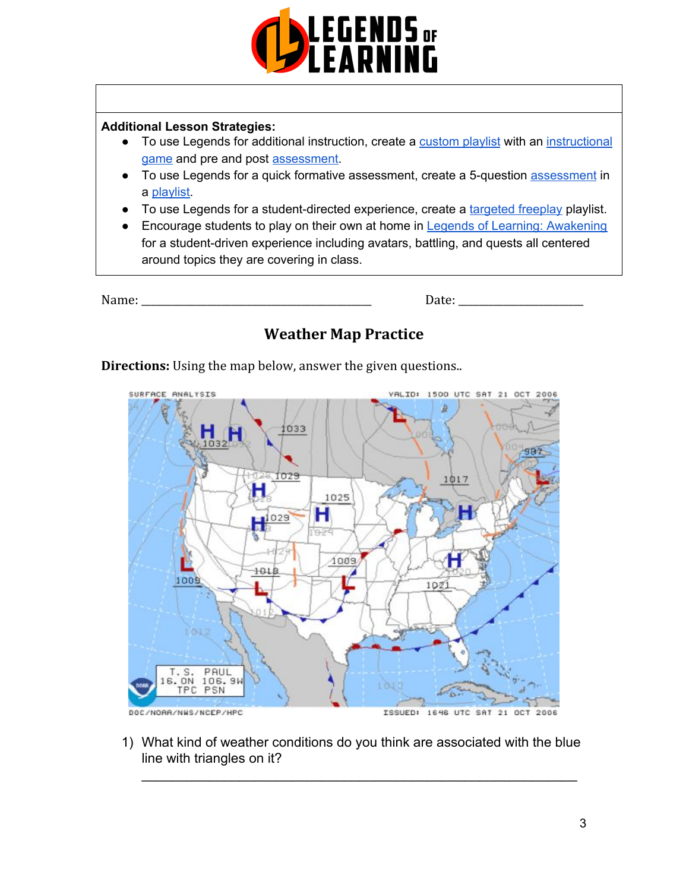**Additional Lesson Strategies:**

- To use Legends for additional instruction, create a custom playlist with an instructional game and pre and post assessment.
- To use Legends for a quick formative assessment, create a 5-question assessment in a playlist.
- To use Legends for a student-directed experience, create a targeted freeplay playlist.
- Encourage students to play on their own at home in Legends of Learning: Awakening for a student-driven experience including avatars, battling, and quests all centered around topics they are covering in class.

Name: ______________________________ Date: ________________

## Weather Map Practice

**Directions:** Using the map below, answer the given questions..

1) What kind of weather conditions do you think are associated with the blue line with triangles on it?

_____________________________________________________________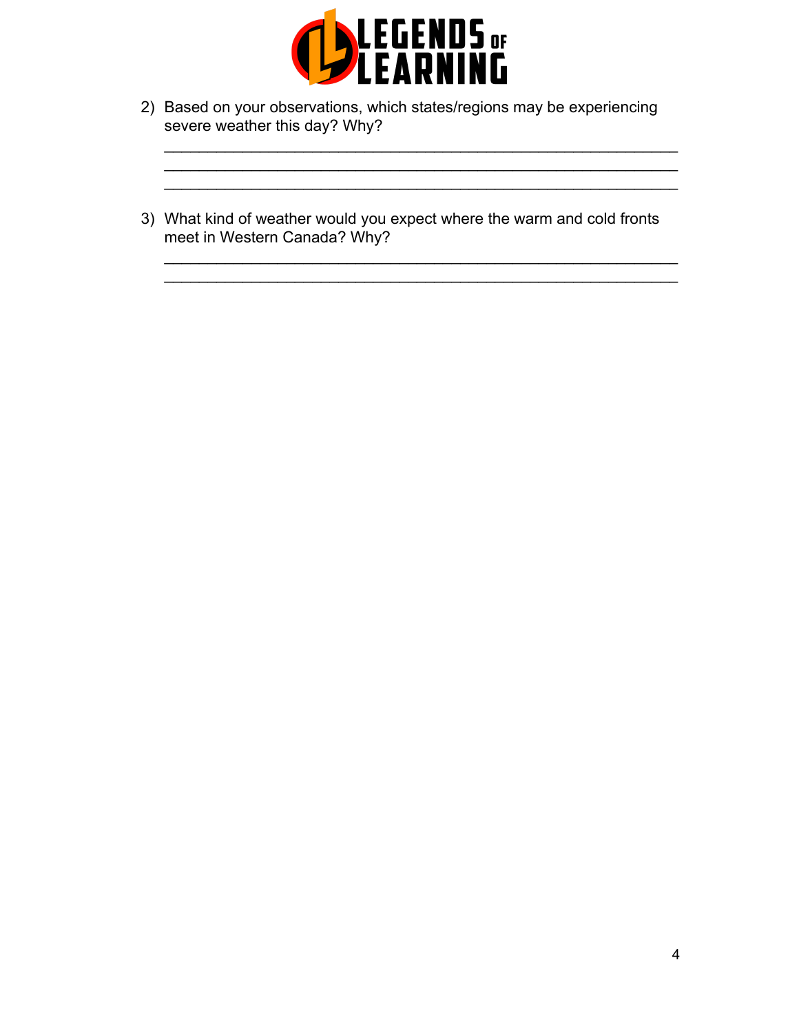2) Based on your observations, which states/regions may be experiencing severe weather this day? Why?

\_\_\_\_\_\_\_\_\_\_\_\_\_\_\_\_\_\_\_\_\_\_\_\_\_\_\_\_\_\_\_\_\_\_\_\_\_\_\_\_\_\_\_\_\_\_\_\_\_\_\_\_\_\_\_\_\_\_
\_\_\_\_\_\_\_\_\_\_\_\_\_\_\_\_\_\_\_\_\_\_\_\_\_\_\_\_\_\_\_\_\_\_\_\_\_\_\_\_\_\_\_\_\_\_\_\_\_\_\_\_\_\_\_\_\_\_
\_\_\_\_\_\_\_\_\_\_\_\_\_\_\_\_\_\_\_\_\_\_\_\_\_\_\_\_\_\_\_\_\_\_\_\_\_\_\_\_\_\_\_\_\_\_\_\_\_\_\_\_\_\_\_\_\_\_

3) What kind of weather would you expect where the warm and cold fronts meet in Western Canada? Why?

\_\_\_\_\_\_\_\_\_\_\_\_\_\_\_\_\_\_\_\_\_\_\_\_\_\_\_\_\_\_\_\_\_\_\_\_\_\_\_\_\_\_\_\_\_\_\_\_\_\_\_\_\_\_\_\_\_\_
\_\_\_\_\_\_\_\_\_\_\_\_\_\_\_\_\_\_\_\_\_\_\_\_\_\_\_\_\_\_\_\_\_\_\_\_\_\_\_\_\_\_\_\_\_\_\_\_\_\_\_\_\_\_\_\_\_\_